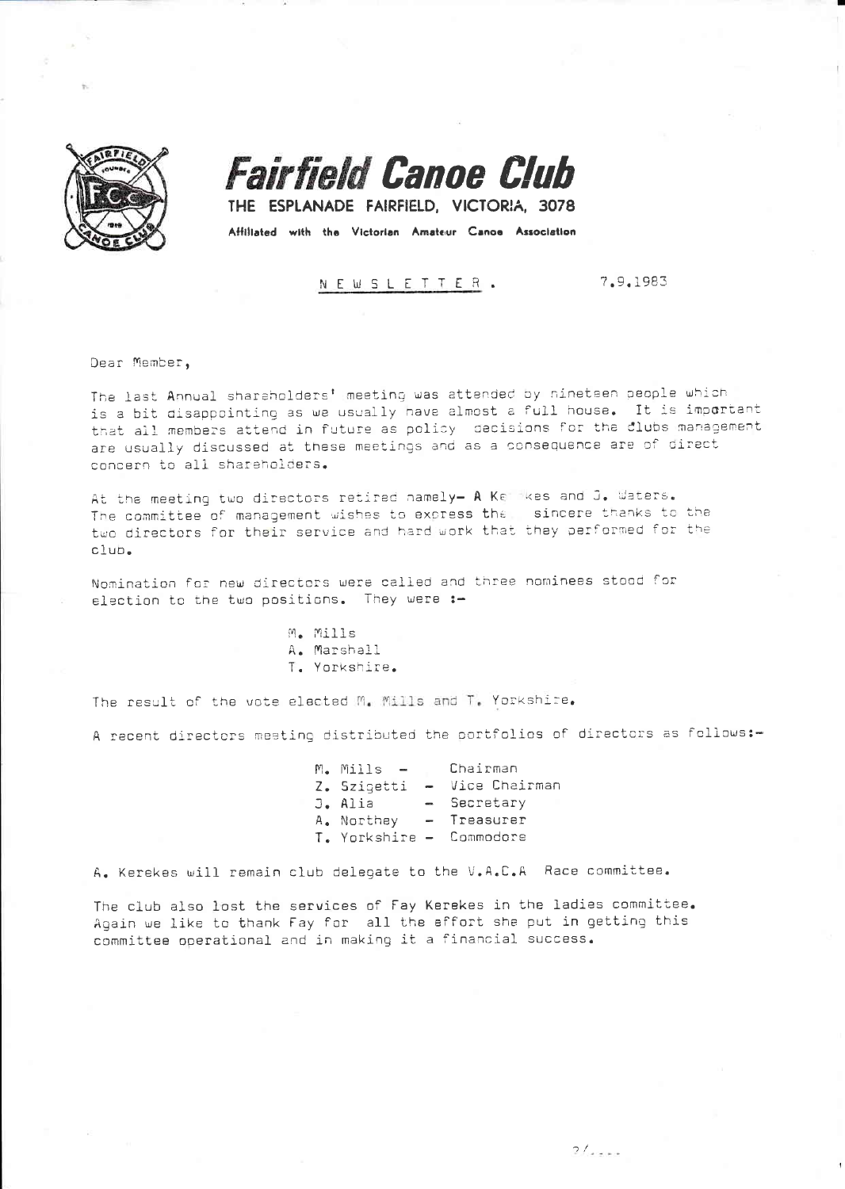# Fairfield Canoe Club

**THE ESPLANADE FAIRFIELD, VICTORIA, 3078**

Affiliated with the Victorian Amateur Canoe Association

NEWSLETTER. 7.9.1983

Dear Member,

The last Annual shareholders' meeting was attended by nineteen people which is a bit disappointing as we usually have almost a full house. It is important that all members attend in future as policy decisions for the clubs management are usually discussed at these meetings and as a consequence are of direct concern to all shareholders.

At the meeting two directors retired namely- A Kerekes and J. Waters. The committee of management wishes to express the sincere thanks to the two directors for their service and hard work that they performed for the club.

Nomination for new directors were called and three nominees stood for election to the two positions. They were :-

M. Mills
A. Marshall
T. Yorkshire.

The result of the vote elected M. Mills and T. Yorkshire.

A recent directors meeting distributed the portfolios of directors as follows:-

M. Mills - Chairman
Z. Szigetti - Vice Chairman
J. Alia - Secretary
A. Northey - Treasurer
T. Yorkshire - Commodore

A. Kerekes will remain club delegate to the V.A.C.A Race committee.

The club also lost the services of Fay Kerekes in the ladies committee. Again we like to thank Fay for all the effort she put in getting this committee operational and in making it a financial success.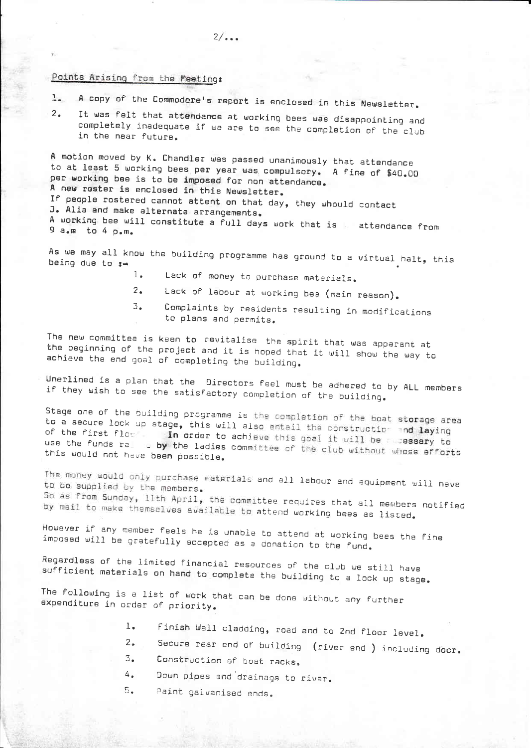Points Arising from the Meeting:

1. A copy of the Commodore's report is enclosed in this Newsletter.
2. It was felt that attendance at working bees was disappointing and completely inadequate if we are to see the completion of the club in the near future.

A motion moved by K. Chandler was passed unanimously that attendance to at least 5 working bees per year was compulsory. A fine of $40.00 per working bee is to be imposed for non attendance.
A new roster is enclosed in this Newsletter.
If people rostered cannot attent on that day, they whould contact J. Alia and make alternate arrangements.
A working bee will constitute a full days work that is attendance from 9 a.m to 4 p.m.

As we may all know the building programme has ground to a virtual halt, this being due to :-

1. Lack of money to purchase materials.
2. Lack of labour at working bee (main reason).
3. Complaints by residents resulting in modifications to plans and permits.

The new committee is keen to revitalise the spirit that was apparant at the beginning of the project and it is hoped that it will show the way to achieve the end goal of completing the building.

Unerlined is a plan that the Directors feel must be adhered to by ALL members if they wish to see the satisfactory completion of the building.

Stage one of the building programme is the completion of the boat storage area to a secure lock up stage, this will also entail the construction and laying of the first floor. In order to achieve this goal it will be necessary to use the funds raised by the ladies committee of the club without whose efforts this would not have been possible.

The money would only purchase materials and all labour and equipment will have to be supplied by the members.
So as from Sunday, 11th April, the committee requires that all members notified by mail to make themselves available to attend working bees as listed.

However if any member feels he is unable to attend at working bees the fine imposed will be gratefully accepted as a donation to the fund.

Regardless of the limited financial resources of the club we still have sufficient materials on hand to complete the building to a lock up stage.

The following is a list of work that can be done without any further expenditure in order of priority.

1. Finish Wall cladding, road end to 2nd floor level.
2. Secure rear end of building (river end ) including door.
3. Construction of boat racks.
4. Down pipes and drainage to river.
5. Paint galvanised ends.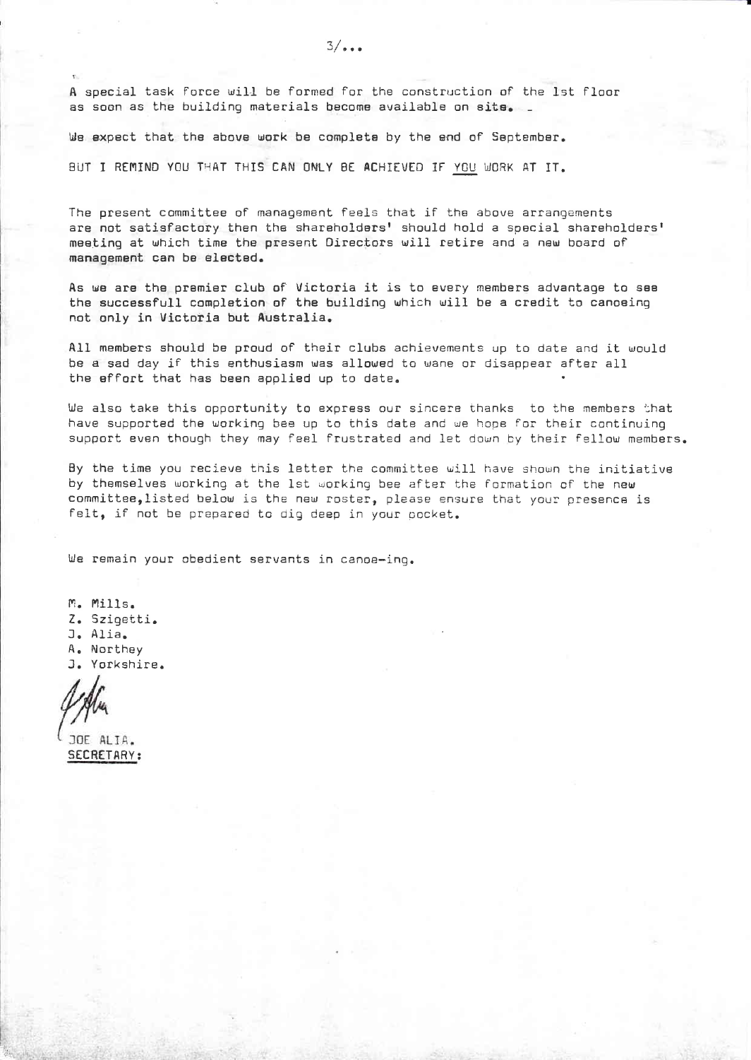A special task force will be formed for the construction of the 1st floor as soon as the building materials become available on site.

We expect that the above work be complete by the end of September.

BUT I REMIND YOU THAT THIS CAN ONLY BE ACHIEVED IF YOU WORK AT IT.

The present committee of management feels that if the above arrangements are not satisfactory then the shareholders' should hold a special shareholders' meeting at which time the present Directors will retire and a new board of management can be elected.

As we are the premier club of Victoria it is to every members advantage to see the successfull completion of the building which will be a credit to canoeing not only in Victoria but Australia.

All members should be proud of their clubs achievements up to date and it would be a sad day if this enthusiasm was allowed to wane or disappear after all the effort that has been applied up to date.

We also take this opportunity to express our sincere thanks to the members that have supported the working bee up to this date and we hope for their continuing support even though they may feel frustrated and let down by their fellow members.

By the time you recieve this letter the committee will have shown the initiative by themselves working at the 1st working bee after the formation of the new committee, listed below is the new roster, please ensure that your presence is felt, if not be prepared to dig deep in your pocket.

We remain your obedient servants in canoe-ing.

M. Mills.
Z. Szigetti.
J. Alia.
A. Northey
J. Yorkshire.

JOE ALIA.
**SECRETARY:**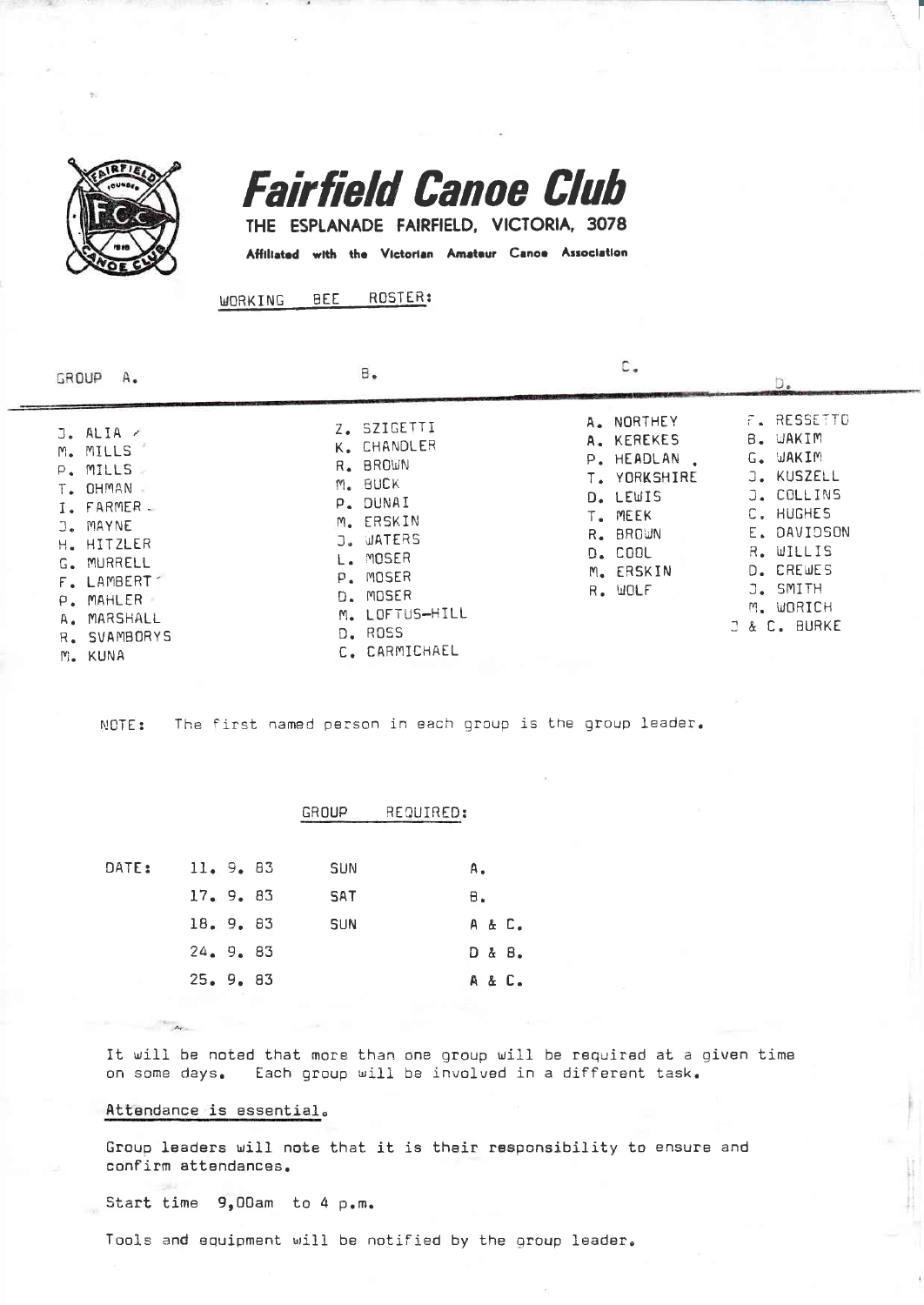# Fairfield Canoe Club

**THE ESPLANADE FAIRFIELD, VICTORIA, 3078**

**Affiliated with the Victorian Amateur Canoe Association**

WORKING BEE ROSTER:

| GROUP A. | B. | C. | D. |
|---|---|---|---|
| J. ALIA | Z. SZIGETTI | A. NORTHEY | F. RESSETTO |
| M. MILLS | K. CHANDLER | A. KEREKES | B. WAKIM |
| P. MILLS | R. BROWN | P. HEADLAN | G. WAKIM |
| T. OHMAN | M. BUCK | T. YORKSHIRE | J. KUSZELL |
| I. FARMER | P. DUNAI | D. LEWIS | J. COLLINS |
| J. MAYNE | M. ERSKIN | T. MEEK | C. HUGHES |
| H. HITZLER | J. WATERS | R. BROWN | E. DAVIDSON |
| G. MURRELL | L. MOSER | D. COOL | R. WILLIS |
| F. LAMBERT | P. MOSER | M. ERSKIN | D. CREWES |
| P. MAHLER | D. MOSER | R. WOLF | J. SMITH |
| A. MARSHALL | M. LOFTUS-HILL | | M. WORICH |
| R. SVAMBORYS | D. ROSS | | J & C. BURKE |
| M. KUNA | C. CARMICHAEL | | |

NOTE: The first named person in each group is the group leader.

GROUP REQUIRED:

| DATE: | | | |
|---|---|---|---|
| | 11. 9. 83 | SUN | A. |
| | 17. 9. 83 | SAT | B. |
| | 18. 9. 83 | SUN | A & C. |
| | 24. 9. 83 | | D & B. |
| | 25. 9. 83 | | A & C. |

It will be noted that more than one group will be required at a given time on some days. Each group will be involved in a different task.

Attendance is essential.

Group leaders will note that it is their responsibility to ensure and confirm attendances.

Start time 9,00am to 4 p.m.

Tools and equipment will be notified by the group leader.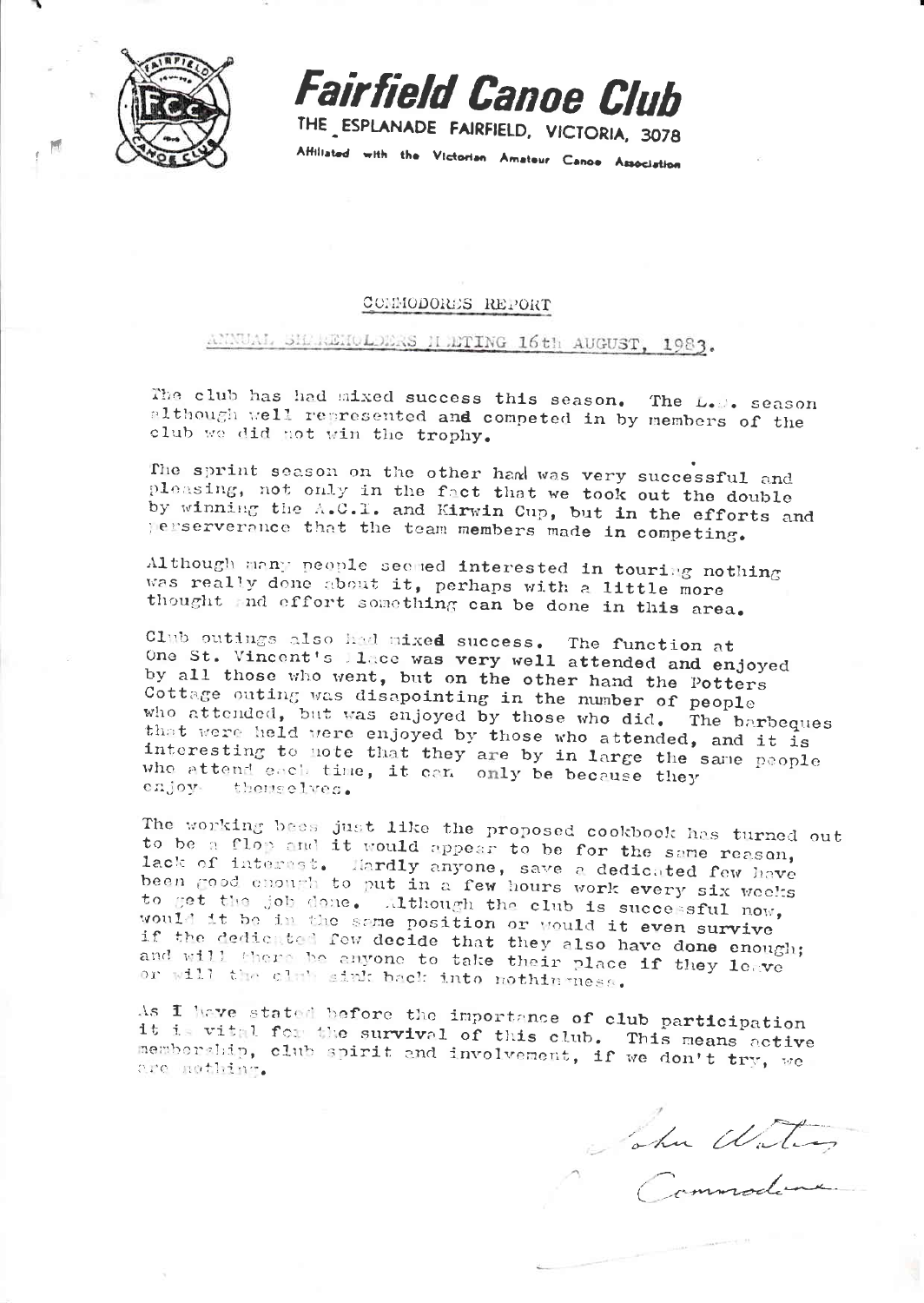# Fairfield Canoe Club

THE ESPLANADE FAIRFIELD, VICTORIA, 3078

Affiliated with the Victorian Amateur Canoe Association

## COMMODORES REPORT

### ANNUAL SHAREHOLDERS MEETING 16th AUGUST, 1983.

The club has had mixed success this season. The L.D. season although well represented and competed in by members of the club we did not win the trophy.

The sprint season on the other hand was very successful and pleasing, not only in the fact that we took out the double by winning the A.C.I. and Kirwin Cup, but in the efforts and perserverance that the team members made in competing.

Although many people seemed interested in touring nothing was really done about it, perhaps with a little more thought and effort something can be done in this area.

Club outings also had mixed success. The function at One St. Vincent's Place was very well attended and enjoyed by all those who went, but on the other hand the Potters Cottage outing was disapointing in the number of people who attended, but was enjoyed by those who did. The barbeques that were held were enjoyed by those who attended, and it is interesting to note that they are by in large the same people who attend each time, it can only be because they enjoy themselves.

The working bees just like the proposed cookbook has turned out to be a flop and it would appear to be for the same reason, lack of interest. Hardly anyone, save a dedicated few have been good enough to put in a few hours work every six weeks to get the job done. Although the club is successful now, would it be in the same position or would it even survive if the dedicated few decide that they also have done enough; and will there be anyone to take their place if they leave or will the club sink back into nothingness.

As I have stated before the importance of club participation it is vital for the survival of this club. This means active membership, club spirit and involvement, if we don't try, we are nothing.

John Waters
Commodore